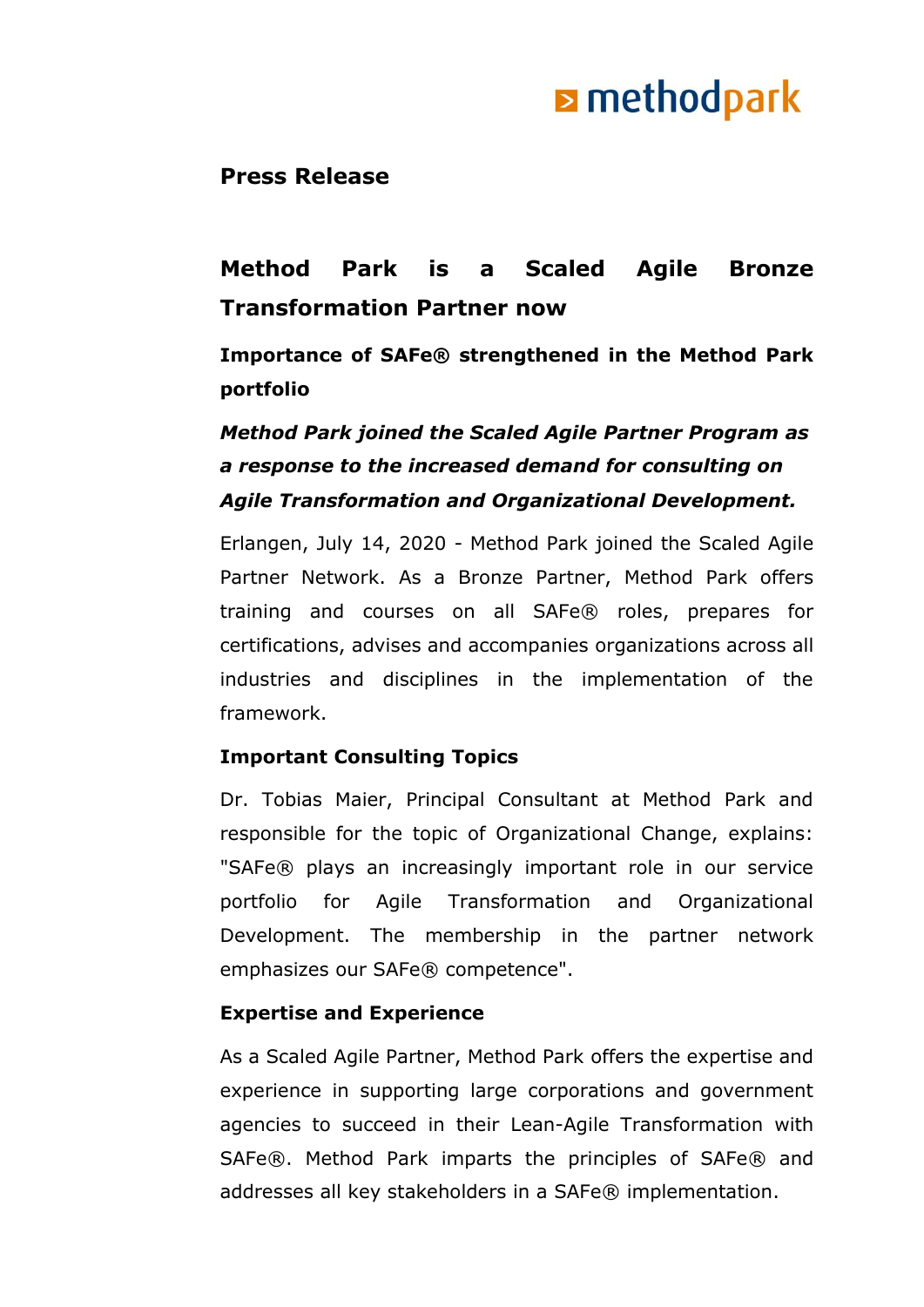**Press Release**

# Method Park is a Scaled Agile Bronze Transformation Partner now

## Importance of SAFe® strengthened in the Method Park portfolio

***Method Park joined the Scaled Agile Partner Program as a response to the increased demand for consulting on Agile Transformation and Organizational Development.***

Erlangen, July 14, 2020 - Method Park joined the Scaled Agile Partner Network. As a Bronze Partner, Method Park offers training and courses on all SAFe® roles, prepares for certifications, advises and accompanies organizations across all industries and disciplines in the implementation of the framework.

### Important Consulting Topics

Dr. Tobias Maier, Principal Consultant at Method Park and responsible for the topic of Organizational Change, explains: "SAFe® plays an increasingly important role in our service portfolio for Agile Transformation and Organizational Development. The membership in the partner network emphasizes our SAFe® competence".

### Expertise and Experience

As a Scaled Agile Partner, Method Park offers the expertise and experience in supporting large corporations and government agencies to succeed in their Lean-Agile Transformation with SAFe®. Method Park imparts the principles of SAFe® and addresses all key stakeholders in a SAFe® implementation.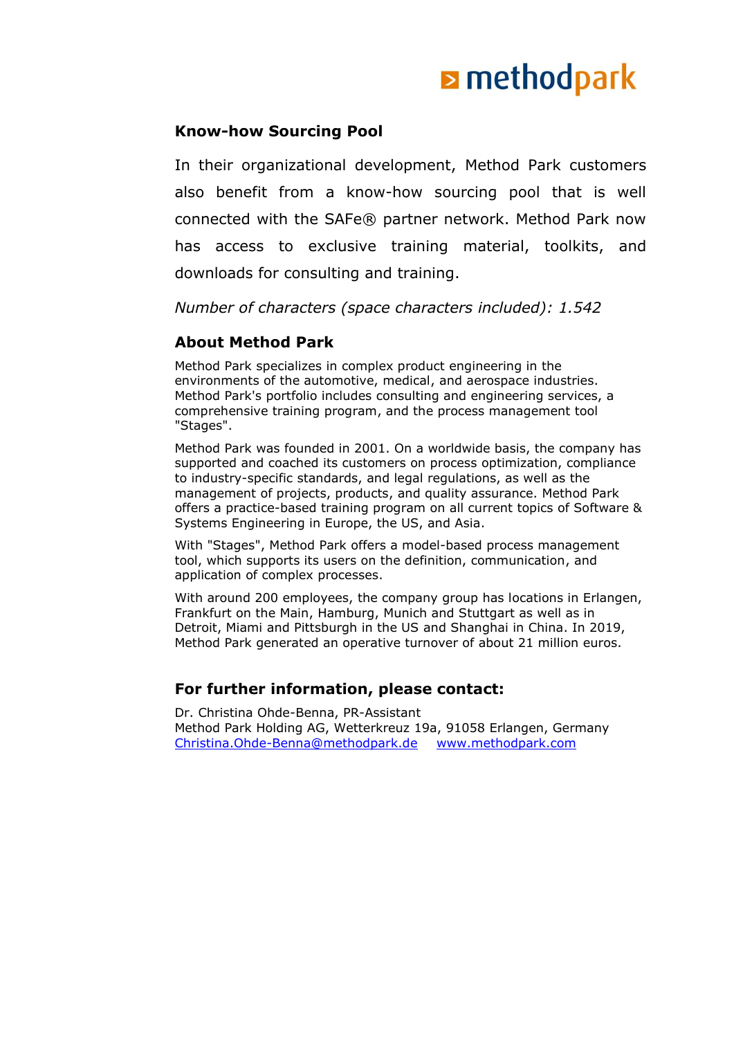### Know-how Sourcing Pool

In their organizational development, Method Park customers also benefit from a know-how sourcing pool that is well connected with the SAFe® partner network. Method Park now has access to exclusive training material, toolkits, and downloads for consulting and training.

*Number of characters (space characters included): 1.542*

### About Method Park

Method Park specializes in complex product engineering in the environments of the automotive, medical, and aerospace industries. Method Park's portfolio includes consulting and engineering services, a comprehensive training program, and the process management tool "Stages".

Method Park was founded in 2001. On a worldwide basis, the company has supported and coached its customers on process optimization, compliance to industry-specific standards, and legal regulations, as well as the management of projects, products, and quality assurance. Method Park offers a practice-based training program on all current topics of Software & Systems Engineering in Europe, the US, and Asia.

With "Stages", Method Park offers a model-based process management tool, which supports its users on the definition, communication, and application of complex processes.

With around 200 employees, the company group has locations in Erlangen, Frankfurt on the Main, Hamburg, Munich and Stuttgart as well as in Detroit, Miami and Pittsburgh in the US and Shanghai in China. In 2019, Method Park generated an operative turnover of about 21 million euros.

### For further information, please contact:

Dr. Christina Ohde-Benna, PR-Assistant
Method Park Holding AG, Wetterkreuz 19a, 91058 Erlangen, Germany
Christina.Ohde-Benna@methodpark.de www.methodpark.com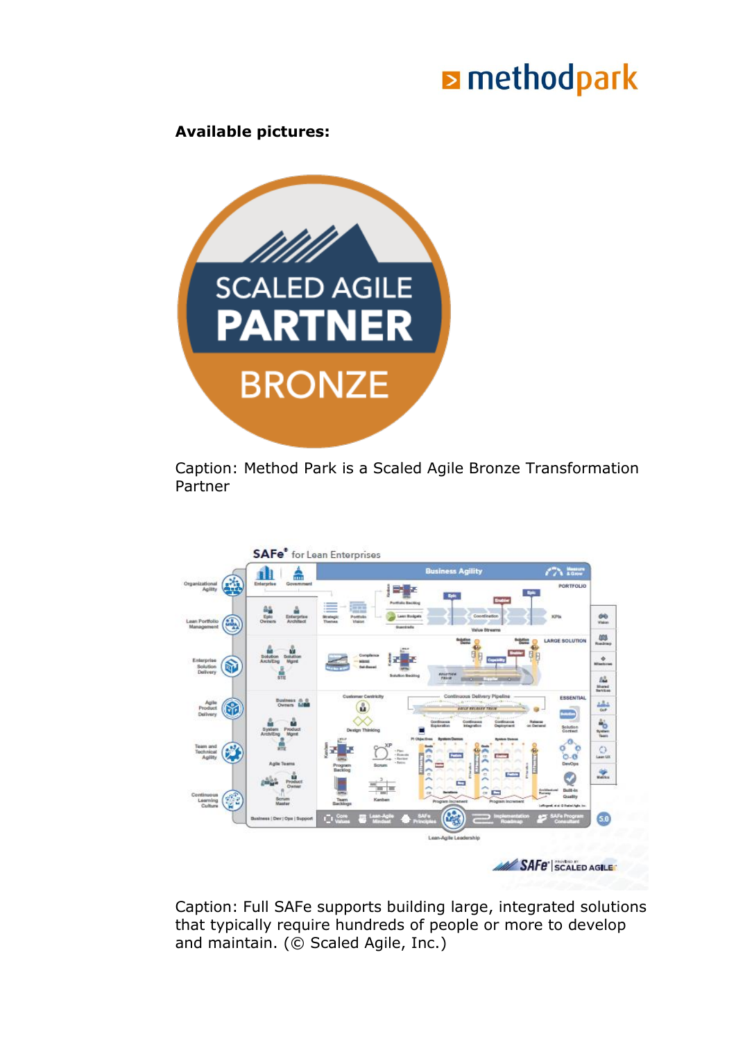**Available pictures:**

Caption: Method Park is a Scaled Agile Bronze Transformation Partner

Caption: Full SAFe supports building large, integrated solutions that typically require hundreds of people or more to develop and maintain. (© Scaled Agile, Inc.)